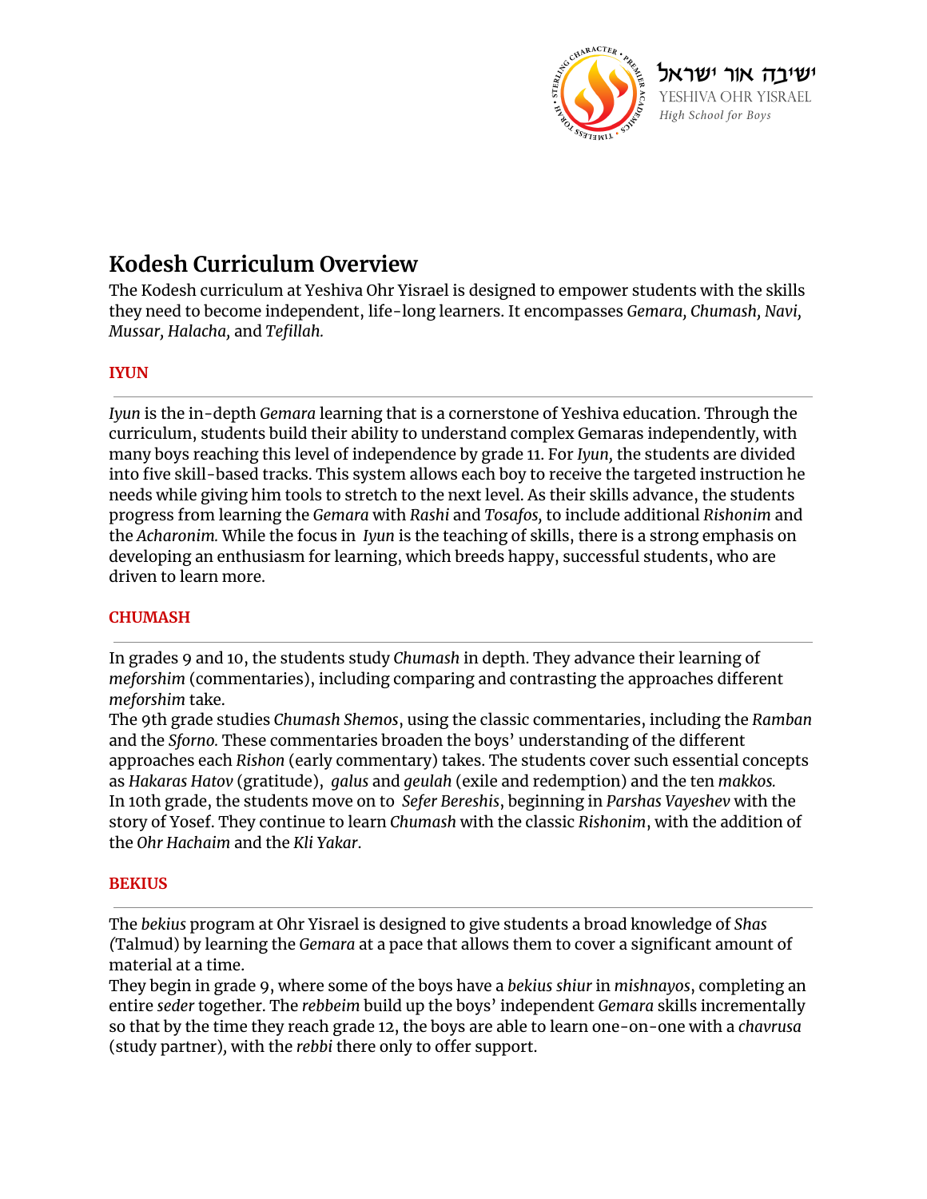ישיבה אור ישראל
YESHIVA OHR YISRAEL
*High School for Boys*

# Kodesh Curriculum Overview

The Kodesh curriculum at Yeshiva Ohr Yisrael is designed to empower students with the skills they need to become independent, life-long learners. It encompasses *Gemara, Chumash, Navi, Mussar, Halacha,* and *Tefillah.*

## IYUN

*Iyun* is the in-depth *Gemara* learning that is a cornerstone of Yeshiva education. Through the curriculum, students build their ability to understand complex Gemaras independently, with many boys reaching this level of independence by grade 11. For *Iyun,* the students are divided into five skill-based tracks. This system allows each boy to receive the targeted instruction he needs while giving him tools to stretch to the next level. As their skills advance, the students progress from learning the *Gemara* with *Rashi* and *Tosafos,* to include additional *Rishonim* and the *Acharonim.* While the focus in *Iyun* is the teaching of skills, there is a strong emphasis on developing an enthusiasm for learning, which breeds happy, successful students, who are driven to learn more.

## CHUMASH

In grades 9 and 10, the students study *Chumash* in depth. They advance their learning of *meforshim* (commentaries), including comparing and contrasting the approaches different *meforshim* take.
The 9th grade studies *Chumash Shemos*, using the classic commentaries, including the *Ramban* and the *Sforno.* These commentaries broaden the boys' understanding of the different approaches each *Rishon* (early commentary) takes. The students cover such essential concepts as *Hakaras Hatov* (gratitude), *galus* and *geulah* (exile and redemption) and the ten *makkos.*
In 10th grade, the students move on to *Sefer Bereshis*, beginning in *Parshas Vayeshev* with the story of Yosef. They continue to learn *Chumash* with the classic *Rishonim*, with the addition of the *Ohr Hachaim* and the *Kli Yakar*.

## BEKIUS

The *bekius* program at Ohr Yisrael is designed to give students a broad knowledge of *Shas (*Talmud) by learning the *Gemara* at a pace that allows them to cover a significant amount of material at a time.
They begin in grade 9, where some of the boys have a *bekius shiur* in *mishnayos*, completing an entire *seder* together. The *rebbeim* build up the boys' independent *Gemara* skills incrementally so that by the time they reach grade 12, the boys are able to learn one-on-one with a *chavrusa* (study partner), with the *rebbi* there only to offer support.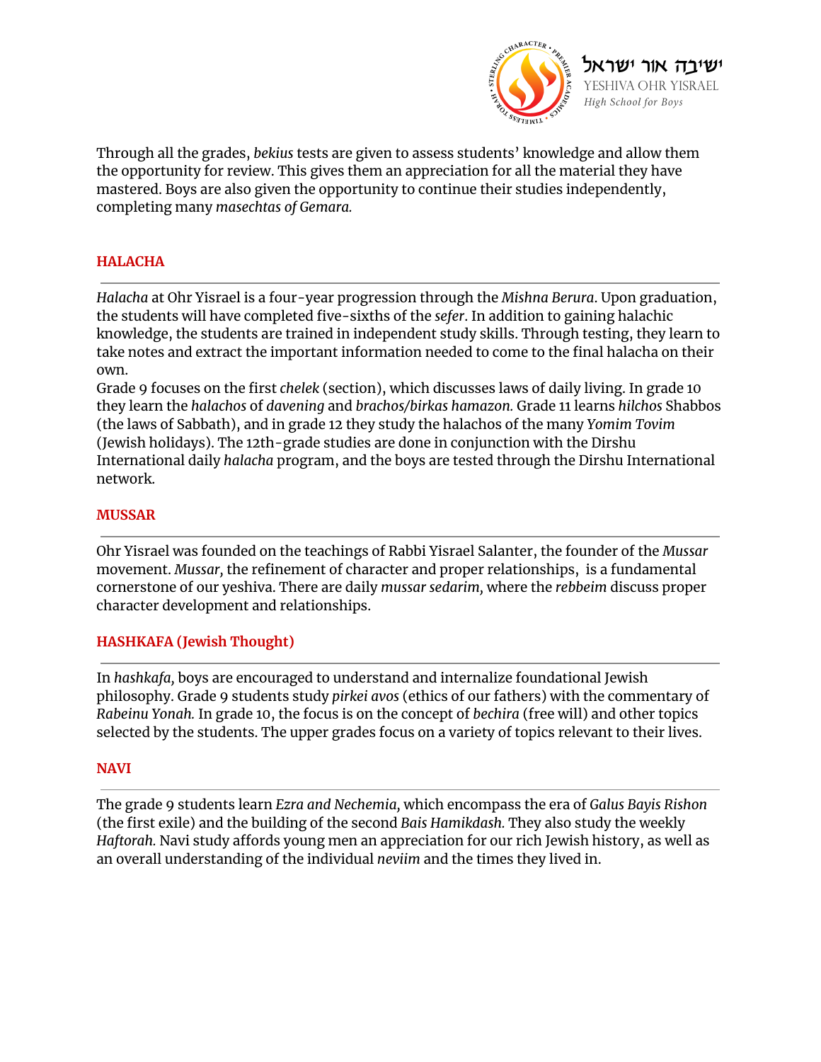Through all the grades, *bekius* tests are given to assess students' knowledge and allow them the opportunity for review. This gives them an appreciation for all the material they have mastered. Boys are also given the opportunity to continue their studies independently, completing many *masechtas of Gemara.*

## HALACHA

*Halacha* at Ohr Yisrael is a four-year progression through the *Mishna Berura*. Upon graduation, the students will have completed five-sixths of the *sefer*. In addition to gaining halachic knowledge, the students are trained in independent study skills. Through testing, they learn to take notes and extract the important information needed to come to the final halacha on their own.

Grade 9 focuses on the first *chelek* (section), which discusses laws of daily living. In grade 10 they learn the *halachos* of *davening* and *brachos/birkas hamazon.* Grade 11 learns *hilchos* Shabbos (the laws of Sabbath), and in grade 12 they study the halachos of the many *Yomim Tovim* (Jewish holidays). The 12th-grade studies are done in conjunction with the Dirshu International daily *halacha* program, and the boys are tested through the Dirshu International network.

## MUSSAR

Ohr Yisrael was founded on the teachings of Rabbi Yisrael Salanter, the founder of the *Mussar* movement. *Mussar,* the refinement of character and proper relationships, is a fundamental cornerstone of our yeshiva. There are daily *mussar sedarim,* where the *rebbeim* discuss proper character development and relationships.

## HASHKAFA (Jewish Thought)

In *hashkafa,* boys are encouraged to understand and internalize foundational Jewish philosophy. Grade 9 students study *pirkei avos* (ethics of our fathers) with the commentary of *Rabeinu Yonah.* In grade 10, the focus is on the concept of *bechira* (free will) and other topics selected by the students. The upper grades focus on a variety of topics relevant to their lives.

## NAVI

The grade 9 students learn *Ezra and Nechemia,* which encompass the era of *Galus Bayis Rishon* (the first exile) and the building of the second *Bais Hamikdash.* They also study the weekly *Haftorah.* Navi study affords young men an appreciation for our rich Jewish history, as well as an overall understanding of the individual *neviim* and the times they lived in.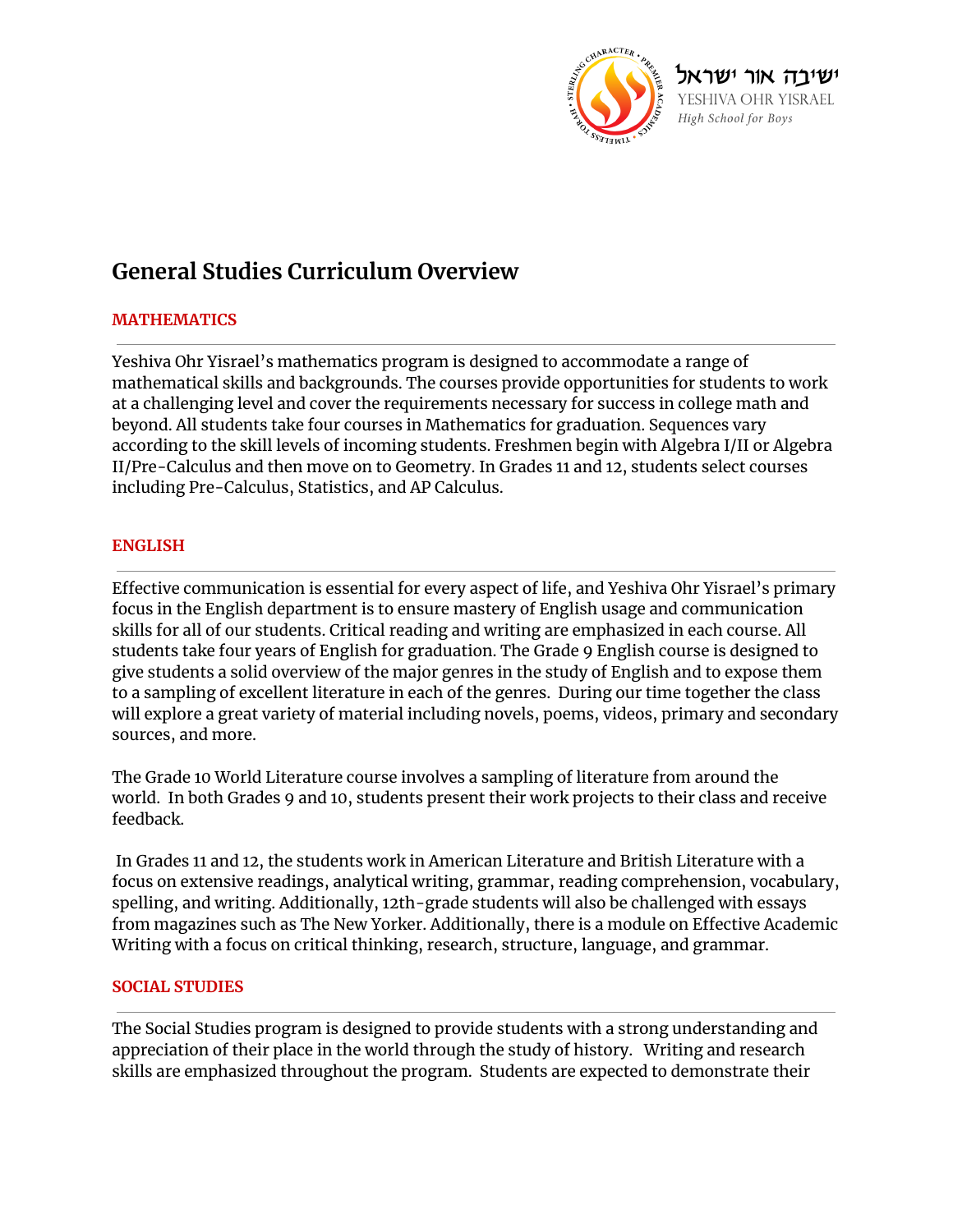# General Studies Curriculum Overview

## MATHEMATICS

Yeshiva Ohr Yisrael's mathematics program is designed to accommodate a range of mathematical skills and backgrounds. The courses provide opportunities for students to work at a challenging level and cover the requirements necessary for success in college math and beyond. All students take four courses in Mathematics for graduation. Sequences vary according to the skill levels of incoming students. Freshmen begin with Algebra I/II or Algebra II/Pre-Calculus and then move on to Geometry. In Grades 11 and 12, students select courses including Pre-Calculus, Statistics, and AP Calculus.

## ENGLISH

Effective communication is essential for every aspect of life, and Yeshiva Ohr Yisrael's primary focus in the English department is to ensure mastery of English usage and communication skills for all of our students. Critical reading and writing are emphasized in each course. All students take four years of English for graduation. The Grade 9 English course is designed to give students a solid overview of the major genres in the study of English and to expose them to a sampling of excellent literature in each of the genres. During our time together the class will explore a great variety of material including novels, poems, videos, primary and secondary sources, and more.

The Grade 10 World Literature course involves a sampling of literature from around the world. In both Grades 9 and 10, students present their work projects to their class and receive feedback.

In Grades 11 and 12, the students work in American Literature and British Literature with a focus on extensive readings, analytical writing, grammar, reading comprehension, vocabulary, spelling, and writing. Additionally, 12th-grade students will also be challenged with essays from magazines such as The New Yorker. Additionally, there is a module on Effective Academic Writing with a focus on critical thinking, research, structure, language, and grammar.

## SOCIAL STUDIES

The Social Studies program is designed to provide students with a strong understanding and appreciation of their place in the world through the study of history. Writing and research skills are emphasized throughout the program. Students are expected to demonstrate their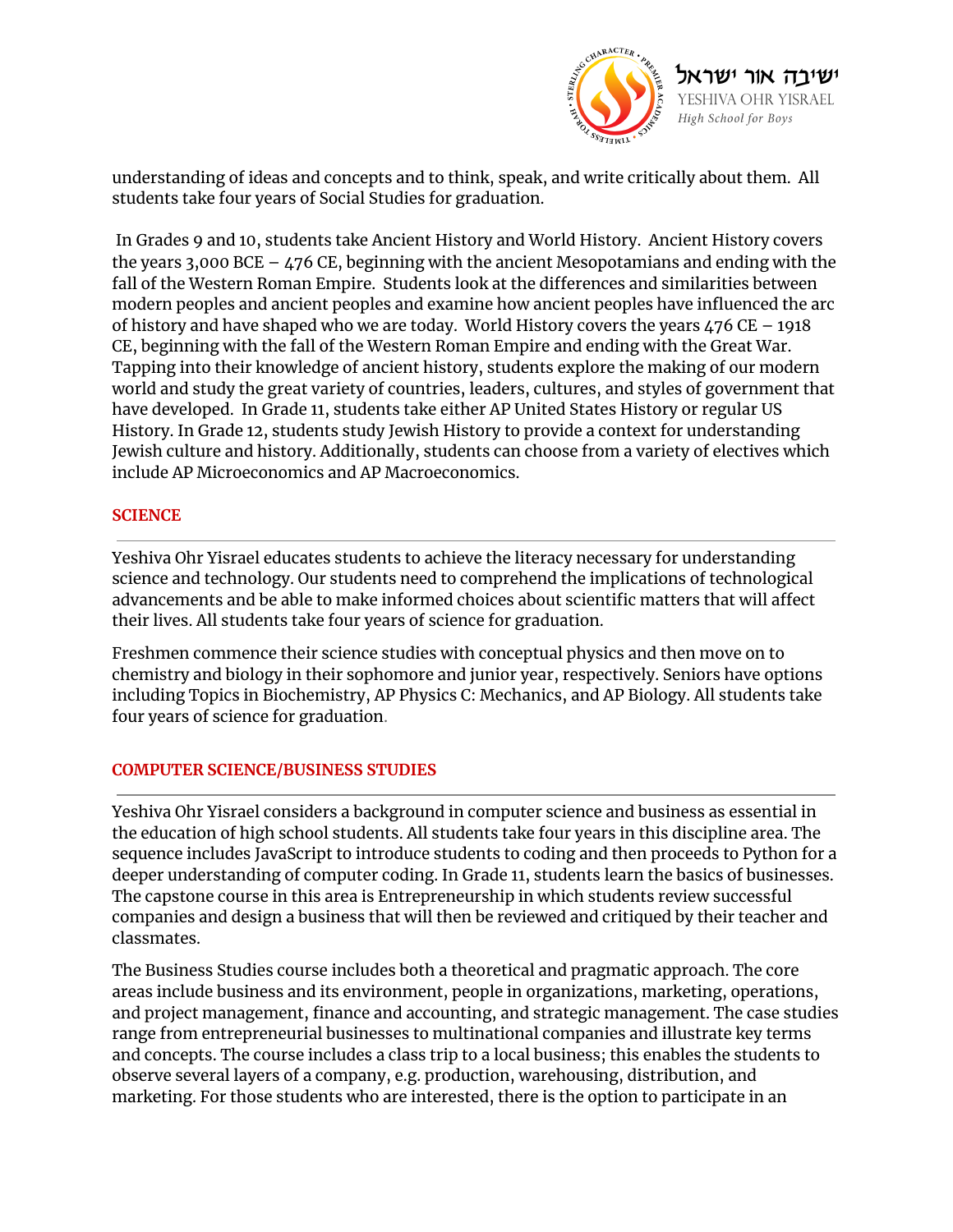understanding of ideas and concepts and to think, speak, and write critically about them. All students take four years of Social Studies for graduation.

In Grades 9 and 10, students take Ancient History and World History. Ancient History covers the years 3,000 BCE – 476 CE, beginning with the ancient Mesopotamians and ending with the fall of the Western Roman Empire. Students look at the differences and similarities between modern peoples and ancient peoples and examine how ancient peoples have influenced the arc of history and have shaped who we are today. World History covers the years 476 CE – 1918 CE, beginning with the fall of the Western Roman Empire and ending with the Great War. Tapping into their knowledge of ancient history, students explore the making of our modern world and study the great variety of countries, leaders, cultures, and styles of government that have developed. In Grade 11, students take either AP United States History or regular US History. In Grade 12, students study Jewish History to provide a context for understanding Jewish culture and history. Additionally, students can choose from a variety of electives which include AP Microeconomics and AP Macroeconomics.

## SCIENCE

Yeshiva Ohr Yisrael educates students to achieve the literacy necessary for understanding science and technology. Our students need to comprehend the implications of technological advancements and be able to make informed choices about scientific matters that will affect their lives. All students take four years of science for graduation.

Freshmen commence their science studies with conceptual physics and then move on to chemistry and biology in their sophomore and junior year, respectively. Seniors have options including Topics in Biochemistry, AP Physics C: Mechanics, and AP Biology. All students take four years of science for graduation.

## COMPUTER SCIENCE/BUSINESS STUDIES

Yeshiva Ohr Yisrael considers a background in computer science and business as essential in the education of high school students. All students take four years in this discipline area. The sequence includes JavaScript to introduce students to coding and then proceeds to Python for a deeper understanding of computer coding. In Grade 11, students learn the basics of businesses. The capstone course in this area is Entrepreneurship in which students review successful companies and design a business that will then be reviewed and critiqued by their teacher and classmates.

The Business Studies course includes both a theoretical and pragmatic approach. The core areas include business and its environment, people in organizations, marketing, operations, and project management, finance and accounting, and strategic management. The case studies range from entrepreneurial businesses to multinational companies and illustrate key terms and concepts. The course includes a class trip to a local business; this enables the students to observe several layers of a company, e.g. production, warehousing, distribution, and marketing. For those students who are interested, there is the option to participate in an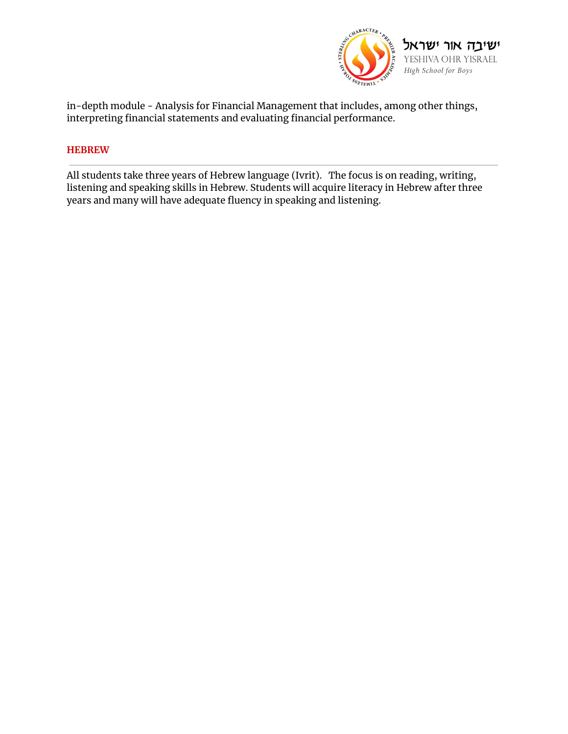in-depth module - Analysis for Financial Management that includes, among other things, interpreting financial statements and evaluating financial performance.

## HEBREW

All students take three years of Hebrew language (Ivrit). The focus is on reading, writing, listening and speaking skills in Hebrew. Students will acquire literacy in Hebrew after three years and many will have adequate fluency in speaking and listening.